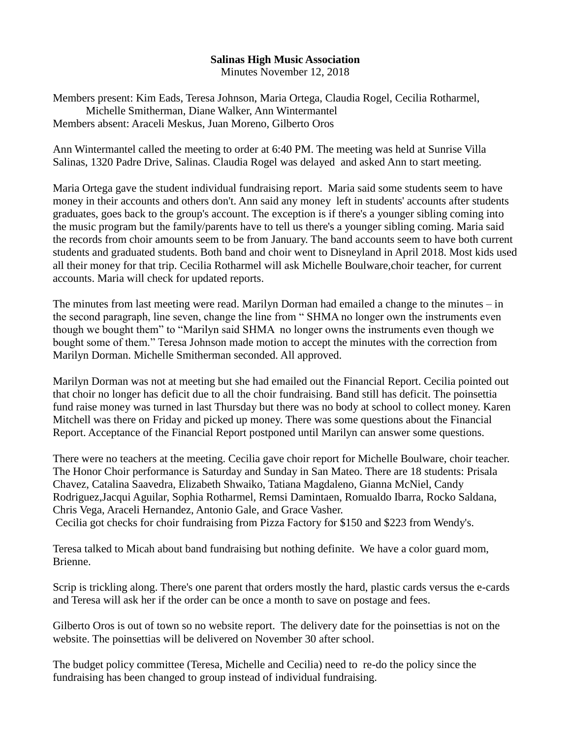**Salinas High Music Association**

Minutes November 12, 2018

Members present: Kim Eads, Teresa Johnson, Maria Ortega, Claudia Rogel, Cecilia Rotharmel, Michelle Smitherman, Diane Walker, Ann Wintermantel
Members absent: Araceli Meskus, Juan Moreno, Gilberto Oros

Ann Wintermantel called the meeting to order at 6:40 PM. The meeting was held at Sunrise Villa Salinas, 1320 Padre Drive, Salinas. Claudia Rogel was delayed and asked Ann to start meeting.

Maria Ortega gave the student individual fundraising report. Maria said some students seem to have money in their accounts and others don't. Ann said any money left in students' accounts after students graduates, goes back to the group's account. The exception is if there's a younger sibling coming into the music program but the family/parents have to tell us there's a younger sibling coming. Maria said the records from choir amounts seem to be from January. The band accounts seem to have both current students and graduated students. Both band and choir went to Disneyland in April 2018. Most kids used all their money for that trip. Cecilia Rotharmel will ask Michelle Boulware,choir teacher, for current accounts. Maria will check for updated reports.

The minutes from last meeting were read. Marilyn Dorman had emailed a change to the minutes – in the second paragraph, line seven, change the line from " SHMA no longer own the instruments even though we bought them" to "Marilyn said SHMA no longer owns the instruments even though we bought some of them." Teresa Johnson made motion to accept the minutes with the correction from Marilyn Dorman. Michelle Smitherman seconded. All approved.

Marilyn Dorman was not at meeting but she had emailed out the Financial Report. Cecilia pointed out that choir no longer has deficit due to all the choir fundraising. Band still has deficit. The poinsettia fund raise money was turned in last Thursday but there was no body at school to collect money. Karen Mitchell was there on Friday and picked up money. There was some questions about the Financial Report. Acceptance of the Financial Report postponed until Marilyn can answer some questions.

There were no teachers at the meeting. Cecilia gave choir report for Michelle Boulware, choir teacher. The Honor Choir performance is Saturday and Sunday in San Mateo. There are 18 students: Prisala Chavez, Catalina Saavedra, Elizabeth Shwaiko, Tatiana Magdaleno, Gianna McNiel, Candy Rodriguez,Jacqui Aguilar, Sophia Rotharmel, Remsi Damintaen, Romualdo Ibarra, Rocko Saldana, Chris Vega, Araceli Hernandez, Antonio Gale, and Grace Vasher.
Cecilia got checks for choir fundraising from Pizza Factory for $150 and $223 from Wendy's.

Teresa talked to Micah about band fundraising but nothing definite. We have a color guard mom, Brienne.

Scrip is trickling along. There's one parent that orders mostly the hard, plastic cards versus the e-cards and Teresa will ask her if the order can be once a month to save on postage and fees.

Gilberto Oros is out of town so no website report. The delivery date for the poinsettias is not on the website. The poinsettias will be delivered on November 30 after school.

The budget policy committee (Teresa, Michelle and Cecilia) need to re-do the policy since the fundraising has been changed to group instead of individual fundraising.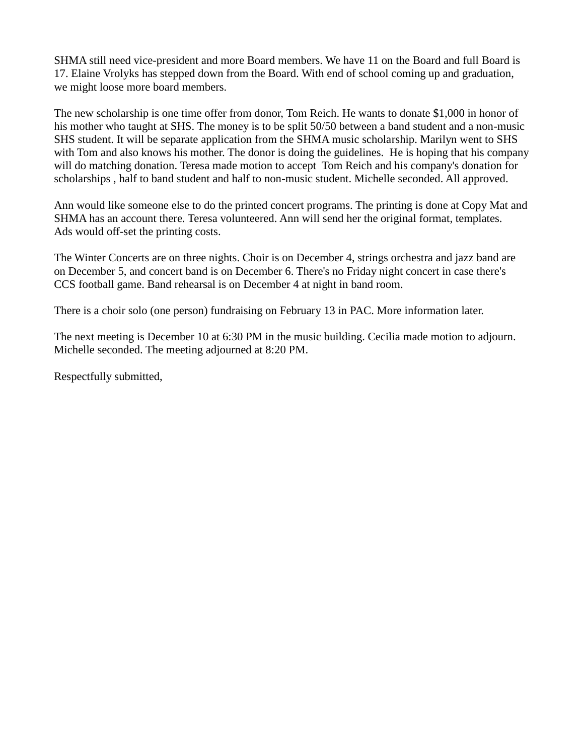SHMA still need vice-president and more Board members. We have 11 on the Board and full Board is 17. Elaine Vrolyks has stepped down from the Board. With end of school coming up and graduation, we might loose more board members.

The new scholarship is one time offer from donor, Tom Reich. He wants to donate $1,000 in honor of his mother who taught at SHS. The money is to be split 50/50 between a band student and a non-music SHS student. It will be separate application from the SHMA music scholarship. Marilyn went to SHS with Tom and also knows his mother. The donor is doing the guidelines. He is hoping that his company will do matching donation. Teresa made motion to accept Tom Reich and his company's donation for scholarships , half to band student and half to non-music student. Michelle seconded. All approved.

Ann would like someone else to do the printed concert programs. The printing is done at Copy Mat and SHMA has an account there. Teresa volunteered. Ann will send her the original format, templates. Ads would off-set the printing costs.

The Winter Concerts are on three nights. Choir is on December 4, strings orchestra and jazz band are on December 5, and concert band is on December 6. There's no Friday night concert in case there's CCS football game. Band rehearsal is on December 4 at night in band room.

There is a choir solo (one person) fundraising on February 13 in PAC. More information later.

The next meeting is December 10 at 6:30 PM in the music building. Cecilia made motion to adjourn. Michelle seconded. The meeting adjourned at 8:20 PM.

Respectfully submitted,